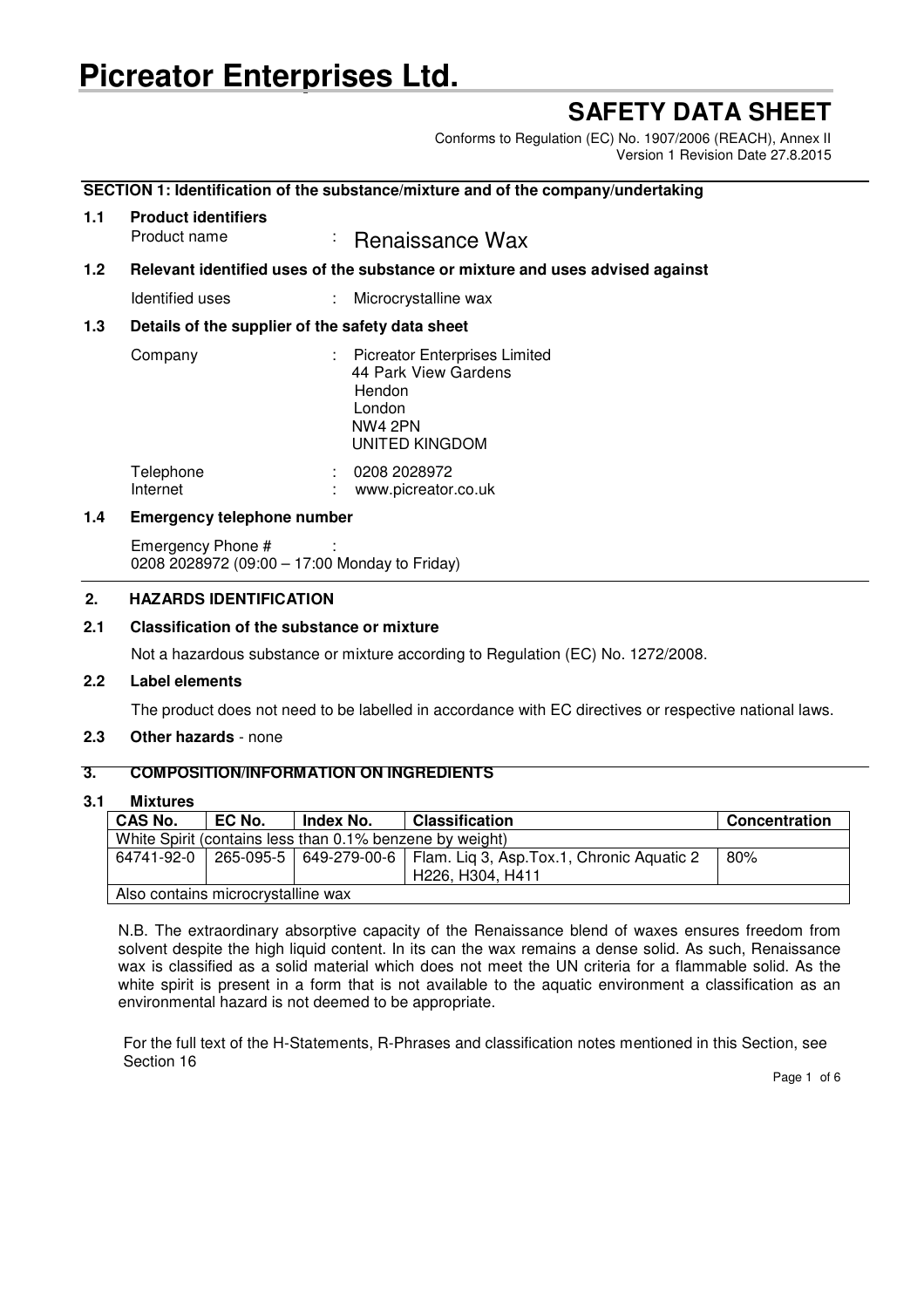# Picreator Enterprises Ltd.

## SAFETY DATA SHEET

Conforms to Regulation (EC) No. 1907/2006 (REACH), Annex II
Version 1 Revision Date 27.8.2015

### SECTION 1: Identification of the substance/mixture and of the company/undertaking

**1.1 Product identifiers**

Product name : Renaissance Wax

**1.2 Relevant identified uses of the substance or mixture and uses advised against**

Identified uses : Microcrystalline wax

**1.3 Details of the supplier of the safety data sheet**

Company : Picreator Enterprises Limited
44 Park View Gardens
Hendon
London
NW4 2PN
UNITED KINGDOM

Telephone : 0208 2028972
Internet : www.picreator.co.uk

**1.4 Emergency telephone number**

Emergency Phone # :
0208 2028972 (09:00 – 17:00 Monday to Friday)

### 2. HAZARDS IDENTIFICATION

**2.1 Classification of the substance or mixture**

Not a hazardous substance or mixture according to Regulation (EC) No. 1272/2008.

**2.2 Label elements**

The product does not need to be labelled in accordance with EC directives or respective national laws.

**2.3 Other hazards** - none

### 3. COMPOSITION/INFORMATION ON INGREDIENTS

**3.1 Mixtures**

| CAS No. | EC No. | Index No. | Classification | Concentration |
|---|---|---|---|---|
| White Spirit (contains less than 0.1% benzene by weight) | | | | |
| 64741-92-0 | 265-095-5 | 649-279-00-6 | Flam. Liq 3, Asp.Tox.1, Chronic Aquatic 2 H226, H304, H411 | 80% |
| Also contains microcrystalline wax | | | | |

N.B. The extraordinary absorptive capacity of the Renaissance blend of waxes ensures freedom from solvent despite the high liquid content. In its can the wax remains a dense solid. As such, Renaissance wax is classified as a solid material which does not meet the UN criteria for a flammable solid. As the white spirit is present in a form that is not available to the aquatic environment a classification as an environmental hazard is not deemed to be appropriate.

For the full text of the H-Statements, R-Phrases and classification notes mentioned in this Section, see Section 16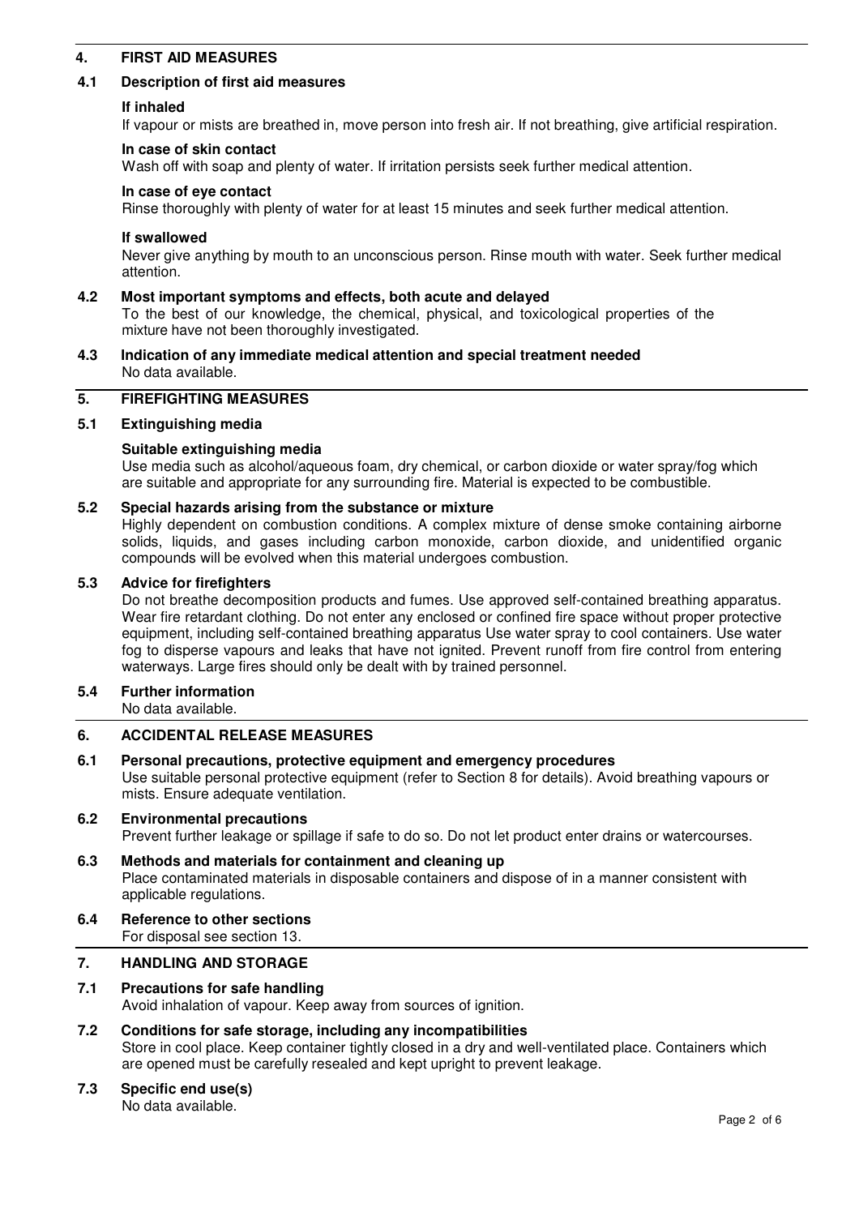## 4. FIRST AID MEASURES

### 4.1 Description of first aid measures

**If inhaled**

If vapour or mists are breathed in, move person into fresh air. If not breathing, give artificial respiration.

**In case of skin contact**

Wash off with soap and plenty of water. If irritation persists seek further medical attention.

**In case of eye contact**

Rinse thoroughly with plenty of water for at least 15 minutes and seek further medical attention.

**If swallowed**

Never give anything by mouth to an unconscious person. Rinse mouth with water. Seek further medical attention.

### 4.2 Most important symptoms and effects, both acute and delayed

To the best of our knowledge, the chemical, physical, and toxicological properties of the mixture have not been thoroughly investigated.

### 4.3 Indication of any immediate medical attention and special treatment needed

No data available.

## 5. FIREFIGHTING MEASURES

### 5.1 Extinguishing media

**Suitable extinguishing media**

Use media such as alcohol/aqueous foam, dry chemical, or carbon dioxide or water spray/fog which are suitable and appropriate for any surrounding fire. Material is expected to be combustible.

### 5.2 Special hazards arising from the substance or mixture

Highly dependent on combustion conditions. A complex mixture of dense smoke containing airborne solids, liquids, and gases including carbon monoxide, carbon dioxide, and unidentified organic compounds will be evolved when this material undergoes combustion.

### 5.3 Advice for firefighters

Do not breathe decomposition products and fumes. Use approved self-contained breathing apparatus. Wear fire retardant clothing. Do not enter any enclosed or confined fire space without proper protective equipment, including self-contained breathing apparatus Use water spray to cool containers. Use water fog to disperse vapours and leaks that have not ignited. Prevent runoff from fire control from entering waterways. Large fires should only be dealt with by trained personnel.

### 5.4 Further information

No data available.

## 6. ACCIDENTAL RELEASE MEASURES

### 6.1 Personal precautions, protective equipment and emergency procedures

Use suitable personal protective equipment (refer to Section 8 for details). Avoid breathing vapours or mists. Ensure adequate ventilation.

### 6.2 Environmental precautions

Prevent further leakage or spillage if safe to do so. Do not let product enter drains or watercourses.

### 6.3 Methods and materials for containment and cleaning up

Place contaminated materials in disposable containers and dispose of in a manner consistent with applicable regulations.

### 6.4 Reference to other sections

For disposal see section 13.

## 7. HANDLING AND STORAGE

### 7.1 Precautions for safe handling

Avoid inhalation of vapour. Keep away from sources of ignition.

### 7.2 Conditions for safe storage, including any incompatibilities

Store in cool place. Keep container tightly closed in a dry and well-ventilated place. Containers which are opened must be carefully resealed and kept upright to prevent leakage.

### 7.3 Specific end use(s)

No data available.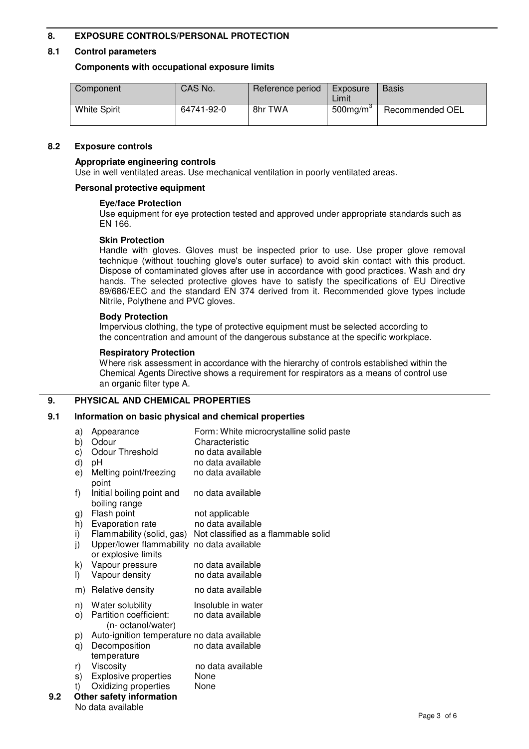## 8. EXPOSURE CONTROLS/PERSONAL PROTECTION

### 8.1 Control parameters

**Components with occupational exposure limits**

| Component | CAS No. | Reference period | Exposure Limit | Basis |
|---|---|---|---|---|
| White Spirit | 64741-92-0 | 8hr TWA | $500 mg/m^3$ | Recommended OEL |

### 8.2 Exposure controls

**Appropriate engineering controls**

Use in well ventilated areas. Use mechanical ventilation in poorly ventilated areas.

**Personal protective equipment**

**Eye/face Protection**

Use equipment for eye protection tested and approved under appropriate standards such as EN 166.

**Skin Protection**

Handle with gloves. Gloves must be inspected prior to use. Use proper glove removal technique (without touching glove's outer surface) to avoid skin contact with this product. Dispose of contaminated gloves after use in accordance with good practices. Wash and dry hands. The selected protective gloves have to satisfy the specifications of EU Directive 89/686/EEC and the standard EN 374 derived from it. Recommended glove types include Nitrile, Polythene and PVC gloves.

**Body Protection**

Impervious clothing, the type of protective equipment must be selected according to the concentration and amount of the dangerous substance at the specific workplace.

**Respiratory Protection**

Where risk assessment in accordance with the hierarchy of controls established within the Chemical Agents Directive shows a requirement for respirators as a means of control use an organic filter type A.

## 9. PHYSICAL AND CHEMICAL PROPERTIES

### 9.1 Information on basic physical and chemical properties

- a) Appearance — Form: White microcrystalline solid paste
- b) Odour — Characteristic
- c) Odour Threshold — no data available
- d) pH — no data available
- e) Melting point/freezing point — no data available
- f) Initial boiling point and boiling range — no data available
- g) Flash point — not applicable
- h) Evaporation rate — no data available
- i) Flammability (solid, gas) — Not classified as a flammable solid
- j) Upper/lower flammability or explosive limits — no data available
- k) Vapour pressure — no data available
- l) Vapour density — no data available
- m) Relative density — no data available
- n) Water solubility — Insoluble in water
- o) Partition coefficient: (n- octanol/water) — no data available
- p) Auto-ignition temperature — no data available
- q) Decomposition temperature — no data available
- r) Viscosity — no data available
- s) Explosive properties — None
- t) Oxidizing properties — None

### 9.2 Other safety information

No data available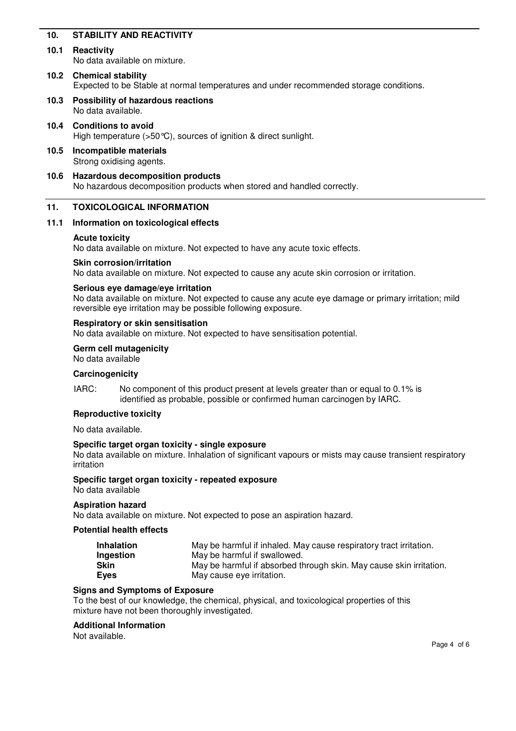## 10. STABILITY AND REACTIVITY

### 10.1 Reactivity

No data available on mixture.

### 10.2 Chemical stability

Expected to be Stable at normal temperatures and under recommended storage conditions.

### 10.3 Possibility of hazardous reactions

No data available.

### 10.4 Conditions to avoid

High temperature (>50℃), sources of ignition & direct sunlight.

### 10.5 Incompatible materials

Strong oxidising agents.

### 10.6 Hazardous decomposition products

No hazardous decomposition products when stored and handled correctly.

## 11. TOXICOLOGICAL INFORMATION

### 11.1 Information on toxicological effects

**Acute toxicity**

No data available on mixture. Not expected to have any acute toxic effects.

**Skin corrosion/irritation**

No data available on mixture. Not expected to cause any acute skin corrosion or irritation.

**Serious eye damage/eye irritation**

No data available on mixture. Not expected to cause any acute eye damage or primary irritation; mild reversible eye irritation may be possible following exposure.

**Respiratory or skin sensitisation**

No data available on mixture. Not expected to have sensitisation potential.

**Germ cell mutagenicity**

No data available

**Carcinogenicity**

IARC: No component of this product present at levels greater than or equal to 0.1% is identified as probable, possible or confirmed human carcinogen by IARC.

**Reproductive toxicity**

No data available.

**Specific target organ toxicity - single exposure**

No data available on mixture. Inhalation of significant vapours or mists may cause transient respiratory irritation

**Specific target organ toxicity - repeated exposure**

No data available

**Aspiration hazard**

No data available on mixture. Not expected to pose an aspiration hazard.

**Potential health effects**

| | |
|---|---|
| **Inhalation** | May be harmful if inhaled. May cause respiratory tract irritation. |
| **Ingestion** | May be harmful if swallowed. |
| **Skin** | May be harmful if absorbed through skin. May cause skin irritation. |
| **Eyes** | May cause eye irritation. |

**Signs and Symptoms of Exposure**

To the best of our knowledge, the chemical, physical, and toxicological properties of this mixture have not been thoroughly investigated.

**Additional Information**

Not available.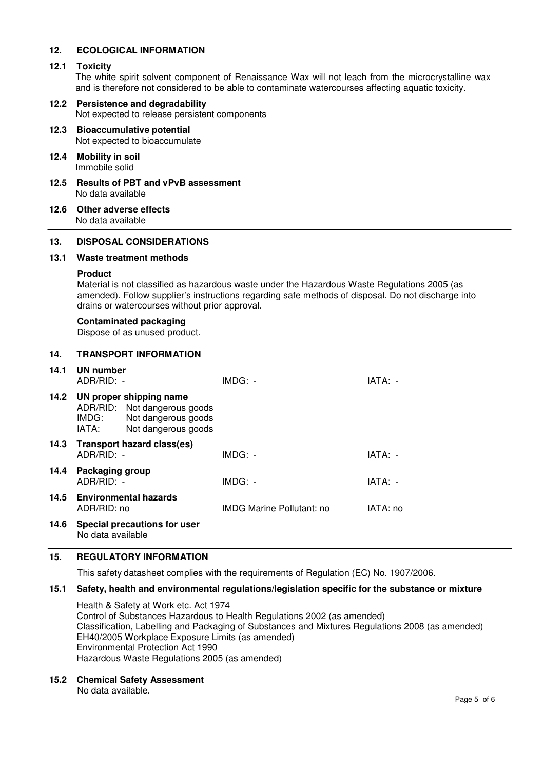## 12. ECOLOGICAL INFORMATION

### 12.1 Toxicity

The white spirit solvent component of Renaissance Wax will not leach from the microcrystalline wax and is therefore not considered to be able to contaminate watercourses affecting aquatic toxicity.

### 12.2 Persistence and degradability

Not expected to release persistent components

### 12.3 Bioaccumulative potential

Not expected to bioaccumulate

### 12.4 Mobility in soil

Immobile solid

### 12.5 Results of PBT and vPvB assessment

No data available

### 12.6 Other adverse effects

No data available

## 13. DISPOSAL CONSIDERATIONS

### 13.1 Waste treatment methods

**Product**

Material is not classified as hazardous waste under the Hazardous Waste Regulations 2005 (as amended). Follow supplier's instructions regarding safe methods of disposal. Do not discharge into drains or watercourses without prior approval.

**Contaminated packaging**

Dispose of as unused product.

## 14. TRANSPORT INFORMATION

### 14.1 UN number

| ADR/RID: - | IMDG: - | IATA: - |
|---|---|---|

### 14.2 UN proper shipping name

ADR/RID: Not dangerous goods
IMDG: Not dangerous goods
IATA: Not dangerous goods

### 14.3 Transport hazard class(es)

| ADR/RID: - | IMDG: - | IATA: - |
|---|---|---|

### 14.4 Packaging group

| ADR/RID: - | IMDG: - | IATA: - |
|---|---|---|

### 14.5 Environmental hazards

| ADR/RID: no | IMDG Marine Pollutant: no | IATA: no |
|---|---|---|

### 14.6 Special precautions for user

No data available

## 15. REGULATORY INFORMATION

This safety datasheet complies with the requirements of Regulation (EC) No. 1907/2006.

### 15.1 Safety, health and environmental regulations/legislation specific for the substance or mixture

Health & Safety at Work etc. Act 1974
Control of Substances Hazardous to Health Regulations 2002 (as amended)
Classification, Labelling and Packaging of Substances and Mixtures Regulations 2008 (as amended)
EH40/2005 Workplace Exposure Limits (as amended)
Environmental Protection Act 1990
Hazardous Waste Regulations 2005 (as amended)

### 15.2 Chemical Safety Assessment

No data available.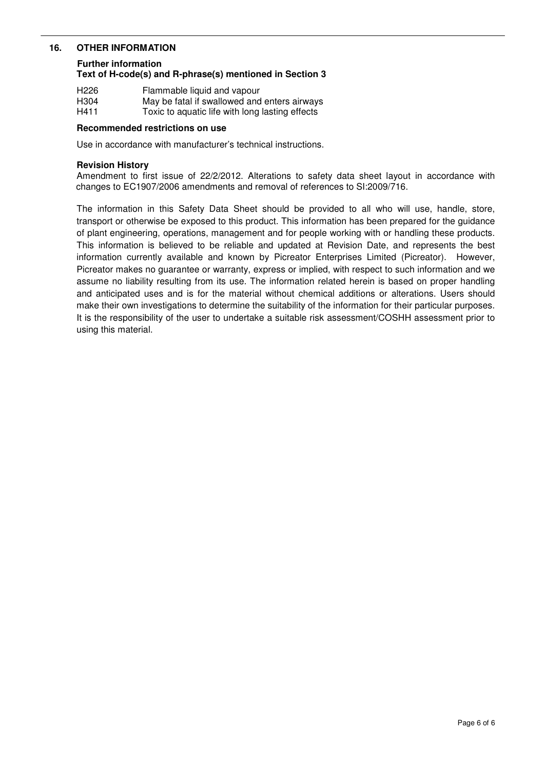## 16. OTHER INFORMATION

**Further information**
**Text of H-code(s) and R-phrase(s) mentioned in Section 3**

| | |
|---|---|
| H226 | Flammable liquid and vapour |
| H304 | May be fatal if swallowed and enters airways |
| H411 | Toxic to aquatic life with long lasting effects |

**Recommended restrictions on use**

Use in accordance with manufacturer's technical instructions.

**Revision History**

Amendment to first issue of 22/2/2012. Alterations to safety data sheet layout in accordance with changes to EC1907/2006 amendments and removal of references to SI:2009/716.

The information in this Safety Data Sheet should be provided to all who will use, handle, store, transport or otherwise be exposed to this product. This information has been prepared for the guidance of plant engineering, operations, management and for people working with or handling these products. This information is believed to be reliable and updated at Revision Date, and represents the best information currently available and known by Picreator Enterprises Limited (Picreator). However, Picreator makes no guarantee or warranty, express or implied, with respect to such information and we assume no liability resulting from its use. The information related herein is based on proper handling and anticipated uses and is for the material without chemical additions or alterations. Users should make their own investigations to determine the suitability of the information for their particular purposes. It is the responsibility of the user to undertake a suitable risk assessment/COSHH assessment prior to using this material.